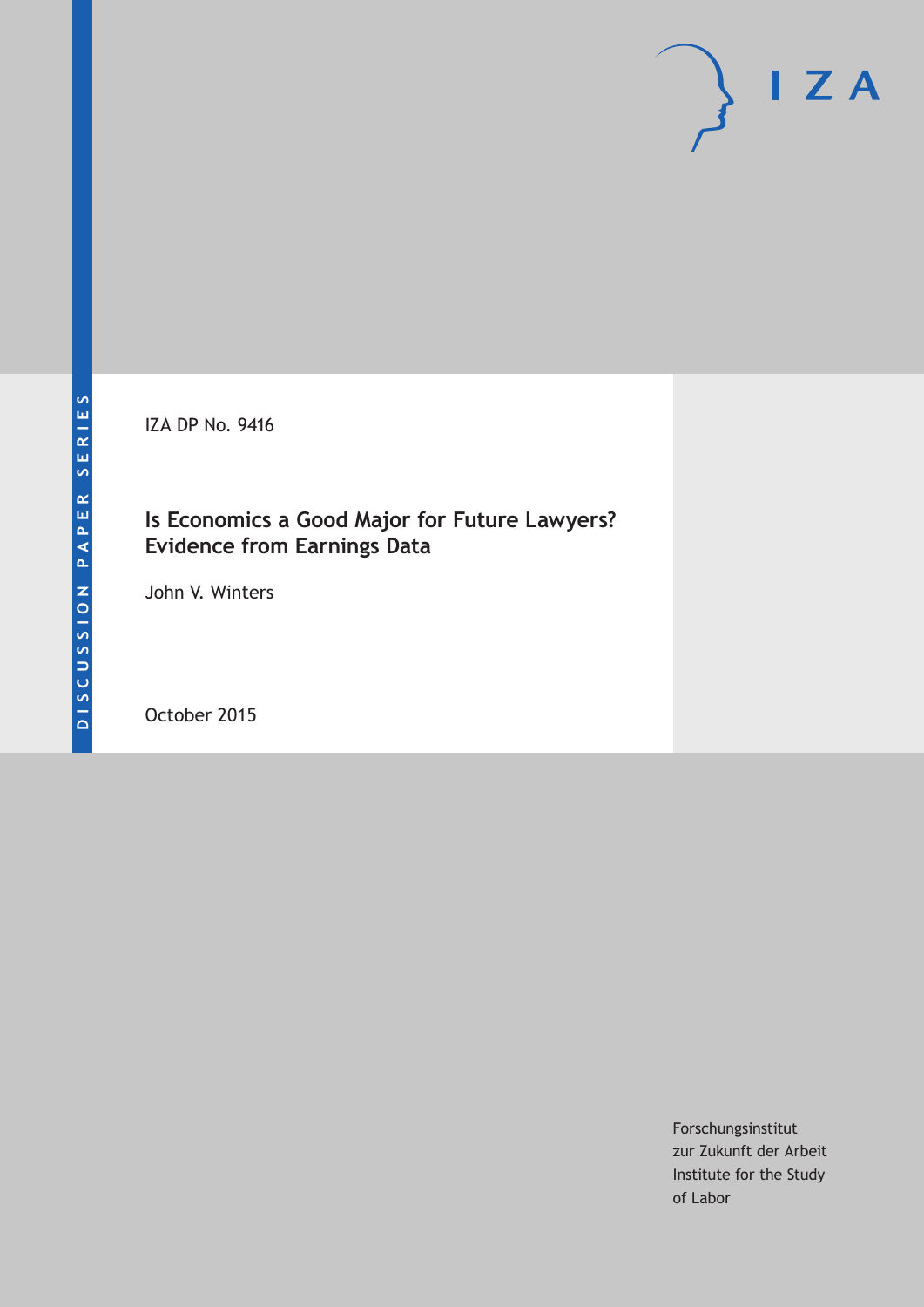DISCUSSION PAPER SERIES

IZA DP No. 9416

# Is Economics a Good Major for Future Lawyers? Evidence from Earnings Data

John V. Winters

October 2015

Forschungsinstitut
zur Zukunft der Arbeit
Institute for the Study
of Labor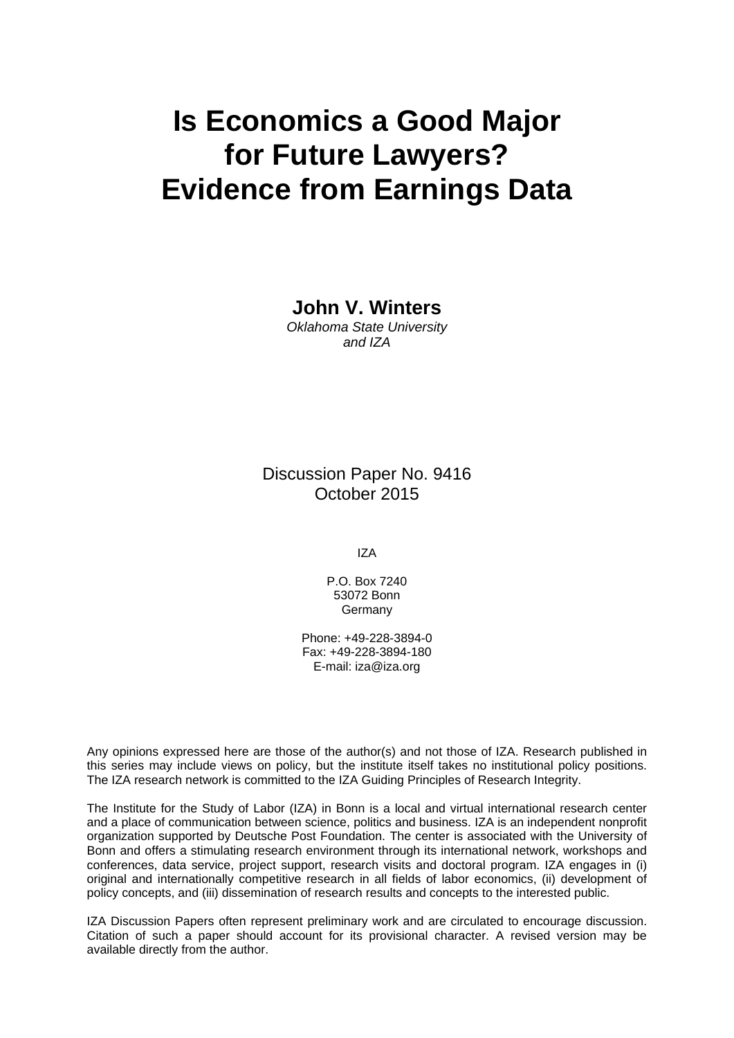# Is Economics a Good Major for Future Lawyers? Evidence from Earnings Data

**John V. Winters**
*Oklahoma State University and IZA*

Discussion Paper No. 9416
October 2015

IZA

P.O. Box 7240
53072 Bonn
Germany

Phone: +49-228-3894-0
Fax: +49-228-3894-180
E-mail: iza@iza.org

Any opinions expressed here are those of the author(s) and not those of IZA. Research published in this series may include views on policy, but the institute itself takes no institutional policy positions. The IZA research network is committed to the IZA Guiding Principles of Research Integrity.

The Institute for the Study of Labor (IZA) in Bonn is a local and virtual international research center and a place of communication between science, politics and business. IZA is an independent nonprofit organization supported by Deutsche Post Foundation. The center is associated with the University of Bonn and offers a stimulating research environment through its international network, workshops and conferences, data service, project support, research visits and doctoral program. IZA engages in (i) original and internationally competitive research in all fields of labor economics, (ii) development of policy concepts, and (iii) dissemination of research results and concepts to the interested public.

IZA Discussion Papers often represent preliminary work and are circulated to encourage discussion. Citation of such a paper should account for its provisional character. A revised version may be available directly from the author.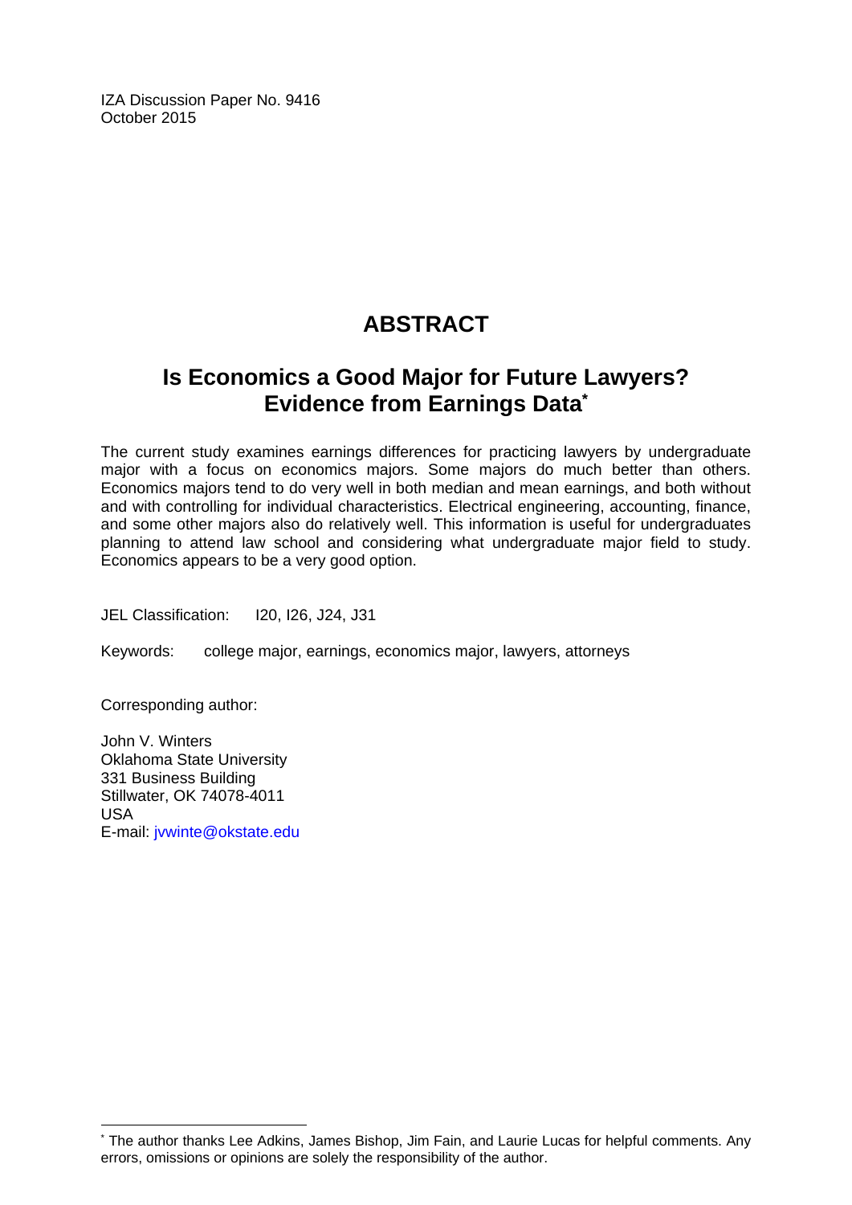IZA Discussion Paper No. 9416
October 2015

# ABSTRACT

## Is Economics a Good Major for Future Lawyers? Evidence from Earnings Data[*]

The current study examines earnings differences for practicing lawyers by undergraduate major with a focus on economics majors. Some majors do much better than others. Economics majors tend to do very well in both median and mean earnings, and both without and with controlling for individual characteristics. Electrical engineering, accounting, finance, and some other majors also do relatively well. This information is useful for undergraduates planning to attend law school and considering what undergraduate major field to study. Economics appears to be a very good option.

JEL Classification: I20, I26, J24, J31

Keywords: college major, earnings, economics major, lawyers, attorneys

Corresponding author:

John V. Winters
Oklahoma State University
331 Business Building
Stillwater, OK 74078-4011
USA
E-mail: jvwinte@okstate.edu

[*] The author thanks Lee Adkins, James Bishop, Jim Fain, and Laurie Lucas for helpful comments. Any errors, omissions or opinions are solely the responsibility of the author.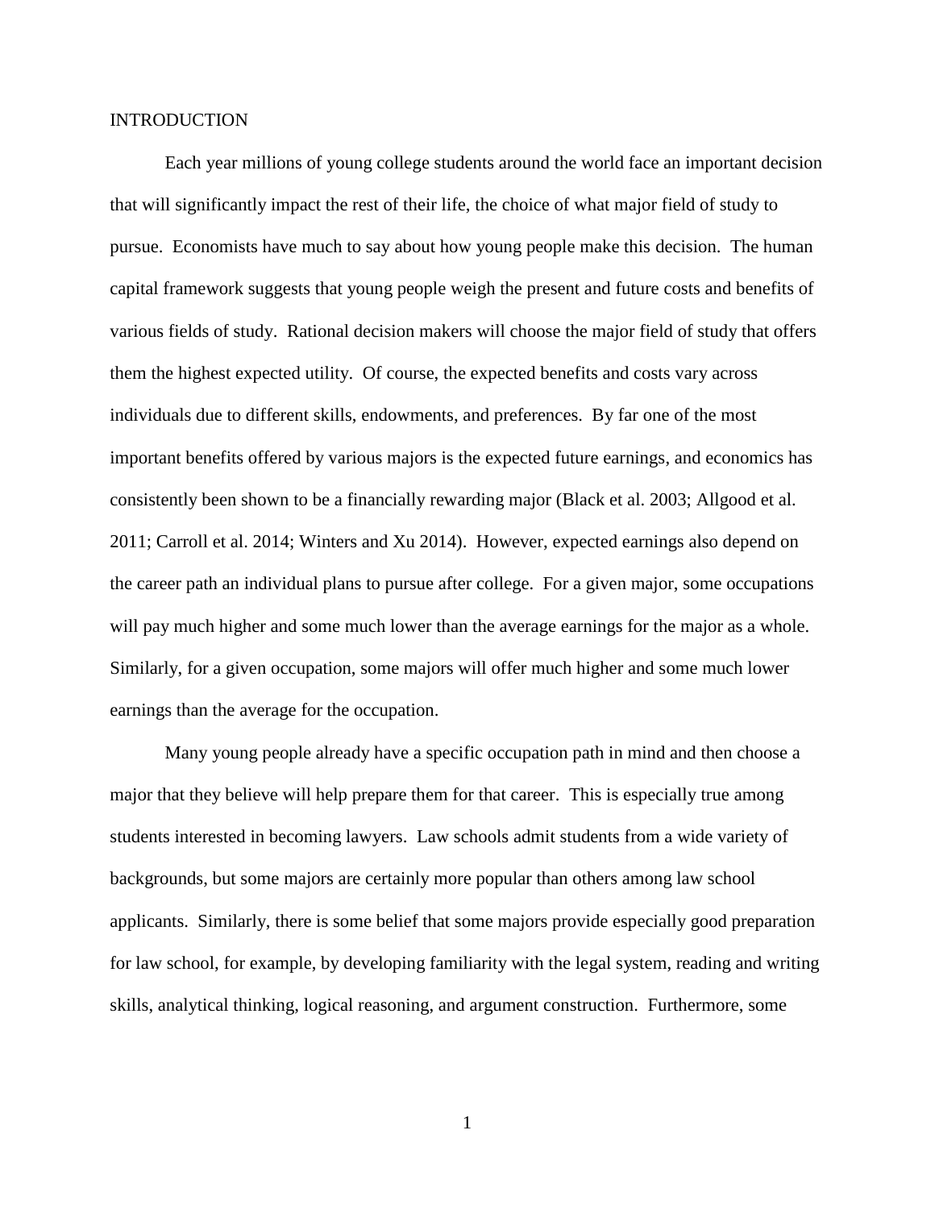# INTRODUCTION

Each year millions of young college students around the world face an important decision that will significantly impact the rest of their life, the choice of what major field of study to pursue. Economists have much to say about how young people make this decision. The human capital framework suggests that young people weigh the present and future costs and benefits of various fields of study. Rational decision makers will choose the major field of study that offers them the highest expected utility. Of course, the expected benefits and costs vary across individuals due to different skills, endowments, and preferences. By far one of the most important benefits offered by various majors is the expected future earnings, and economics has consistently been shown to be a financially rewarding major (Black et al. 2003; Allgood et al. 2011; Carroll et al. 2014; Winters and Xu 2014). However, expected earnings also depend on the career path an individual plans to pursue after college. For a given major, some occupations will pay much higher and some much lower than the average earnings for the major as a whole. Similarly, for a given occupation, some majors will offer much higher and some much lower earnings than the average for the occupation.

Many young people already have a specific occupation path in mind and then choose a major that they believe will help prepare them for that career. This is especially true among students interested in becoming lawyers. Law schools admit students from a wide variety of backgrounds, but some majors are certainly more popular than others among law school applicants. Similarly, there is some belief that some majors provide especially good preparation for law school, for example, by developing familiarity with the legal system, reading and writing skills, analytical thinking, logical reasoning, and argument construction. Furthermore, some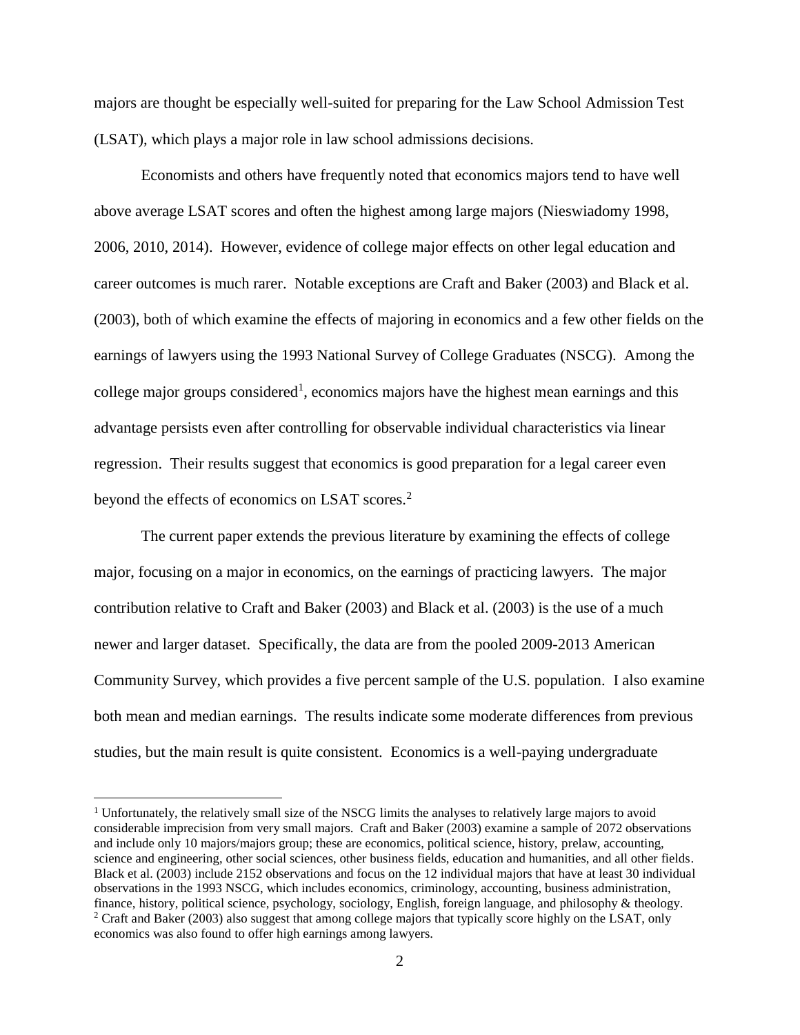majors are thought be especially well-suited for preparing for the Law School Admission Test (LSAT), which plays a major role in law school admissions decisions.

Economists and others have frequently noted that economics majors tend to have well above average LSAT scores and often the highest among large majors (Nieswiadomy 1998, 2006, 2010, 2014). However, evidence of college major effects on other legal education and career outcomes is much rarer. Notable exceptions are Craft and Baker (2003) and Black et al. (2003), both of which examine the effects of majoring in economics and a few other fields on the earnings of lawyers using the 1993 National Survey of College Graduates (NSCG). Among the college major groups considered[1], economics majors have the highest mean earnings and this advantage persists even after controlling for observable individual characteristics via linear regression. Their results suggest that economics is good preparation for a legal career even beyond the effects of economics on LSAT scores.[2]

The current paper extends the previous literature by examining the effects of college major, focusing on a major in economics, on the earnings of practicing lawyers. The major contribution relative to Craft and Baker (2003) and Black et al. (2003) is the use of a much newer and larger dataset. Specifically, the data are from the pooled 2009-2013 American Community Survey, which provides a five percent sample of the U.S. population. I also examine both mean and median earnings. The results indicate some moderate differences from previous studies, but the main result is quite consistent. Economics is a well-paying undergraduate

---

[1] Unfortunately, the relatively small size of the NSCG limits the analyses to relatively large majors to avoid considerable imprecision from very small majors. Craft and Baker (2003) examine a sample of 2072 observations and include only 10 majors/majors group; these are economics, political science, history, prelaw, accounting, science and engineering, other social sciences, other business fields, education and humanities, and all other fields. Black et al. (2003) include 2152 observations and focus on the 12 individual majors that have at least 30 individual observations in the 1993 NSCG, which includes economics, criminology, accounting, business administration, finance, history, political science, psychology, sociology, English, foreign language, and philosophy & theology.

[2] Craft and Baker (2003) also suggest that among college majors that typically score highly on the LSAT, only economics was also found to offer high earnings among lawyers.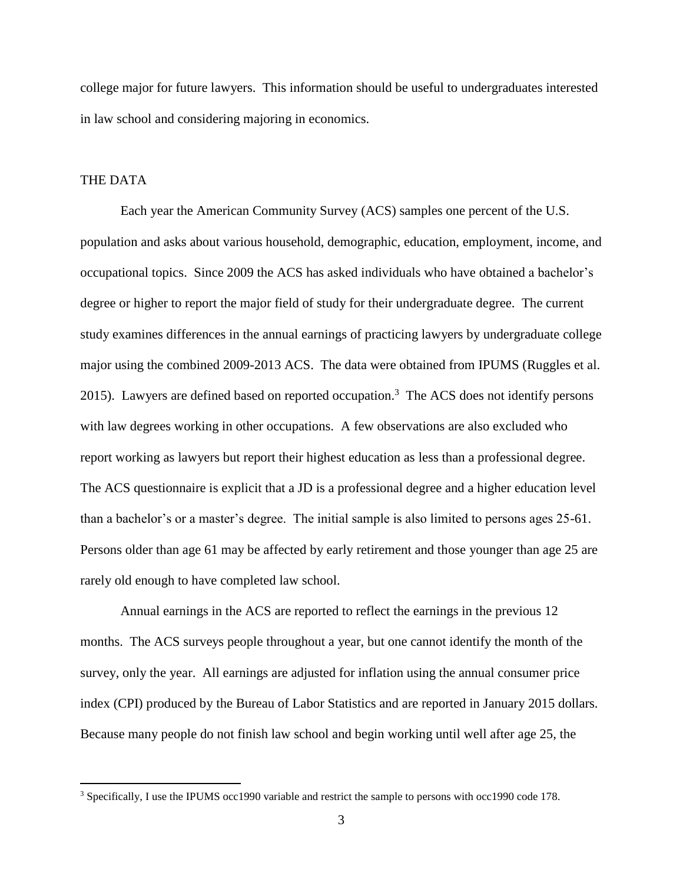college major for future lawyers. This information should be useful to undergraduates interested in law school and considering majoring in economics.

## THE DATA

Each year the American Community Survey (ACS) samples one percent of the U.S. population and asks about various household, demographic, education, employment, income, and occupational topics. Since 2009 the ACS has asked individuals who have obtained a bachelor's degree or higher to report the major field of study for their undergraduate degree. The current study examines differences in the annual earnings of practicing lawyers by undergraduate college major using the combined 2009-2013 ACS. The data were obtained from IPUMS (Ruggles et al. 2015). Lawyers are defined based on reported occupation.[3] The ACS does not identify persons with law degrees working in other occupations. A few observations are also excluded who report working as lawyers but report their highest education as less than a professional degree. The ACS questionnaire is explicit that a JD is a professional degree and a higher education level than a bachelor's or a master's degree. The initial sample is also limited to persons ages 25-61. Persons older than age 61 may be affected by early retirement and those younger than age 25 are rarely old enough to have completed law school.

Annual earnings in the ACS are reported to reflect the earnings in the previous 12 months. The ACS surveys people throughout a year, but one cannot identify the month of the survey, only the year. All earnings are adjusted for inflation using the annual consumer price index (CPI) produced by the Bureau of Labor Statistics and are reported in January 2015 dollars. Because many people do not finish law school and begin working until well after age 25, the

[3] Specifically, I use the IPUMS occ1990 variable and restrict the sample to persons with occ1990 code 178.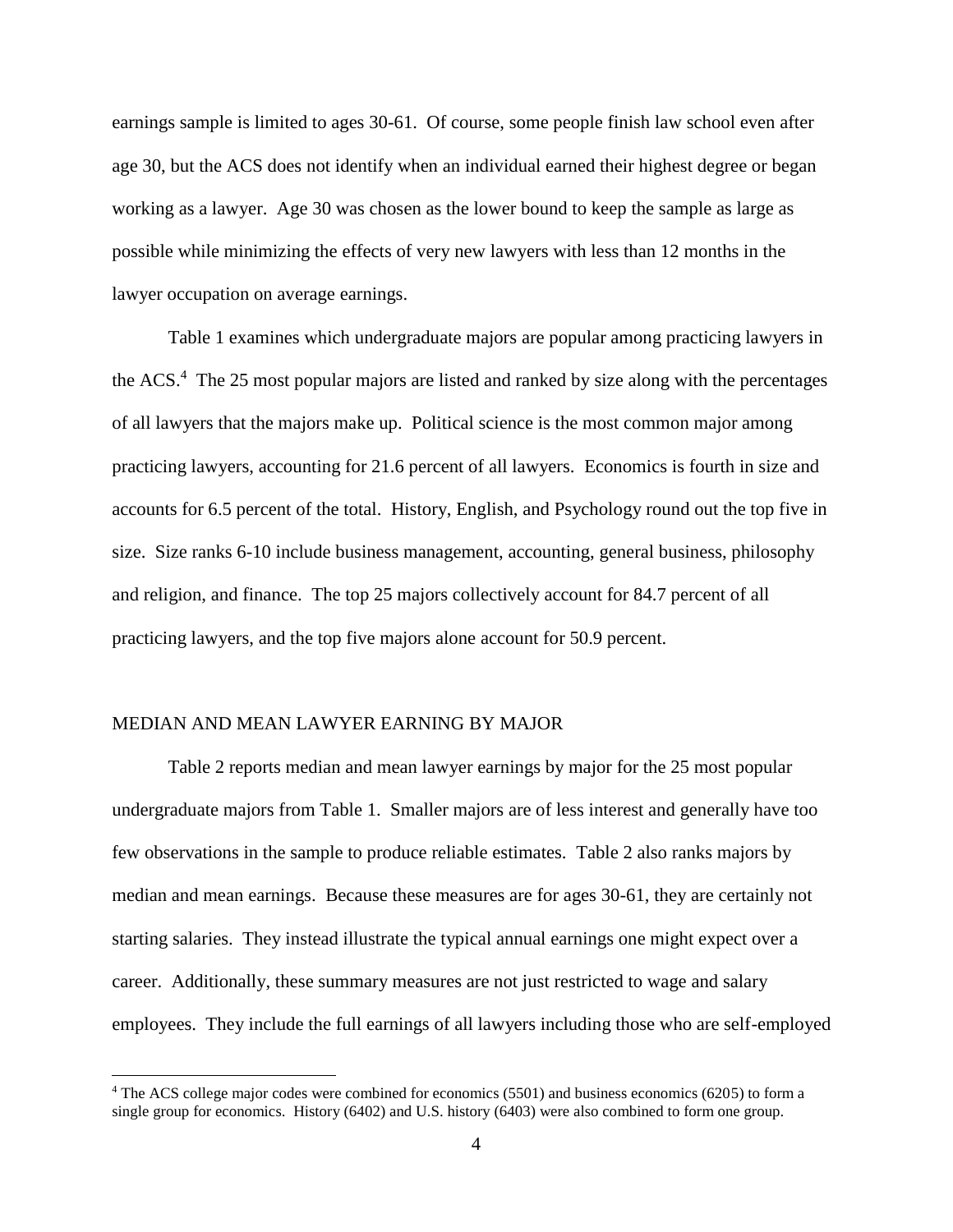earnings sample is limited to ages 30-61. Of course, some people finish law school even after age 30, but the ACS does not identify when an individual earned their highest degree or began working as a lawyer. Age 30 was chosen as the lower bound to keep the sample as large as possible while minimizing the effects of very new lawyers with less than 12 months in the lawyer occupation on average earnings.

Table 1 examines which undergraduate majors are popular among practicing lawyers in the ACS.[4] The 25 most popular majors are listed and ranked by size along with the percentages of all lawyers that the majors make up. Political science is the most common major among practicing lawyers, accounting for 21.6 percent of all lawyers. Economics is fourth in size and accounts for 6.5 percent of the total. History, English, and Psychology round out the top five in size. Size ranks 6-10 include business management, accounting, general business, philosophy and religion, and finance. The top 25 majors collectively account for 84.7 percent of all practicing lawyers, and the top five majors alone account for 50.9 percent.

## MEDIAN AND MEAN LAWYER EARNING BY MAJOR

Table 2 reports median and mean lawyer earnings by major for the 25 most popular undergraduate majors from Table 1. Smaller majors are of less interest and generally have too few observations in the sample to produce reliable estimates. Table 2 also ranks majors by median and mean earnings. Because these measures are for ages 30-61, they are certainly not starting salaries. They instead illustrate the typical annual earnings one might expect over a career. Additionally, these summary measures are not just restricted to wage and salary employees. They include the full earnings of all lawyers including those who are self-employed

[4] The ACS college major codes were combined for economics (5501) and business economics (6205) to form a single group for economics. History (6402) and U.S. history (6403) were also combined to form one group.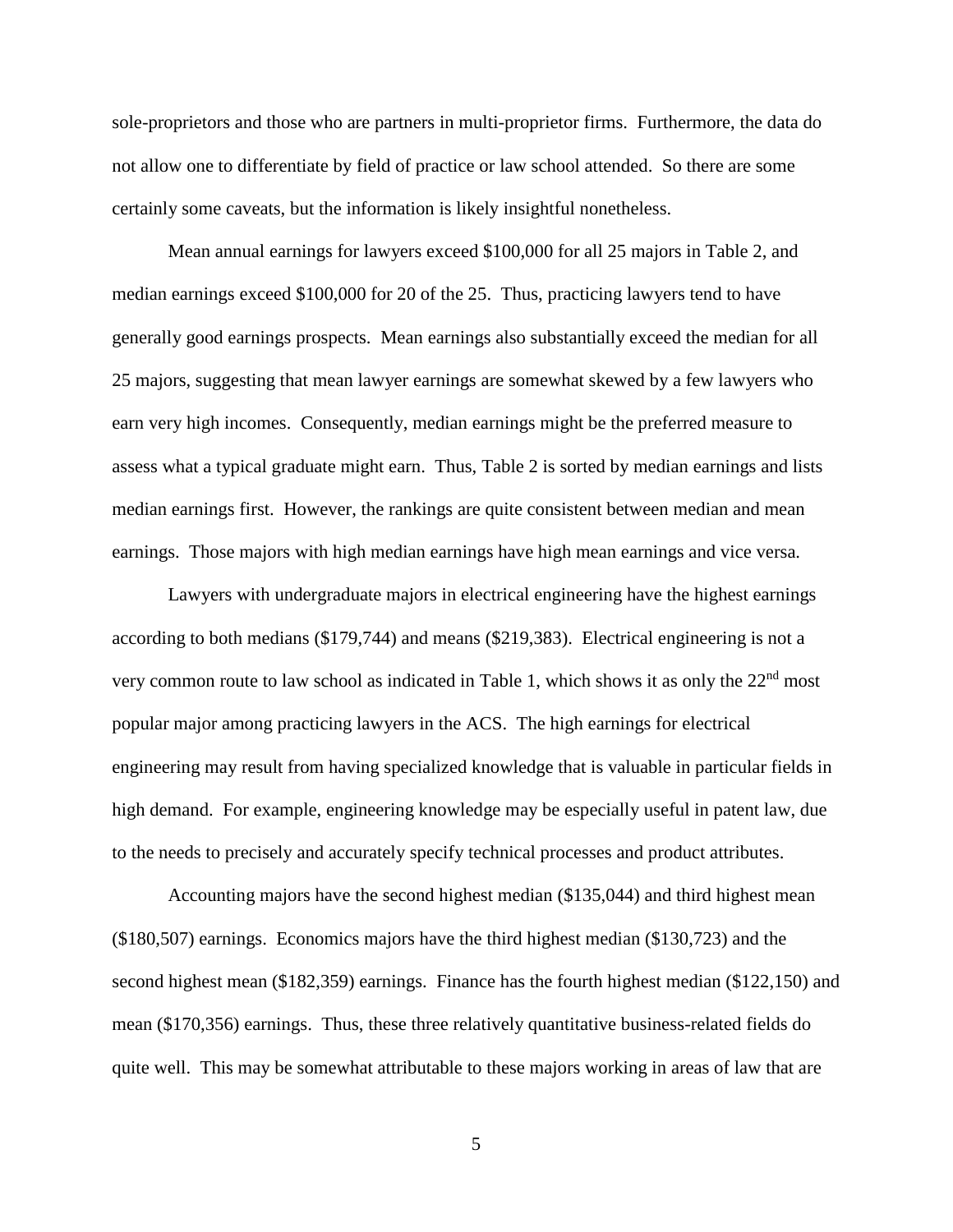sole-proprietors and those who are partners in multi-proprietor firms. Furthermore, the data do not allow one to differentiate by field of practice or law school attended. So there are some certainly some caveats, but the information is likely insightful nonetheless.

Mean annual earnings for lawyers exceed $100,000 for all 25 majors in Table 2, and median earnings exceed $100,000 for 20 of the 25. Thus, practicing lawyers tend to have generally good earnings prospects. Mean earnings also substantially exceed the median for all 25 majors, suggesting that mean lawyer earnings are somewhat skewed by a few lawyers who earn very high incomes. Consequently, median earnings might be the preferred measure to assess what a typical graduate might earn. Thus, Table 2 is sorted by median earnings and lists median earnings first. However, the rankings are quite consistent between median and mean earnings. Those majors with high median earnings have high mean earnings and vice versa.

Lawyers with undergraduate majors in electrical engineering have the highest earnings according to both medians ($179,744) and means ($219,383). Electrical engineering is not a very common route to law school as indicated in Table 1, which shows it as only the 22nd most popular major among practicing lawyers in the ACS. The high earnings for electrical engineering may result from having specialized knowledge that is valuable in particular fields in high demand. For example, engineering knowledge may be especially useful in patent law, due to the needs to precisely and accurately specify technical processes and product attributes.

Accounting majors have the second highest median ($135,044) and third highest mean ($180,507) earnings. Economics majors have the third highest median ($130,723) and the second highest mean ($182,359) earnings. Finance has the fourth highest median ($122,150) and mean ($170,356) earnings. Thus, these three relatively quantitative business-related fields do quite well. This may be somewhat attributable to these majors working in areas of law that are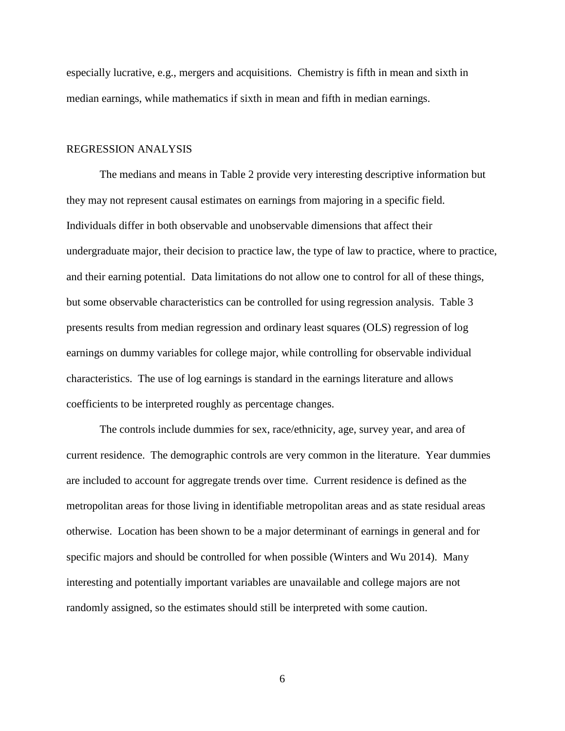especially lucrative, e.g., mergers and acquisitions. Chemistry is fifth in mean and sixth in median earnings, while mathematics if sixth in mean and fifth in median earnings.

## REGRESSION ANALYSIS

The medians and means in Table 2 provide very interesting descriptive information but they may not represent causal estimates on earnings from majoring in a specific field. Individuals differ in both observable and unobservable dimensions that affect their undergraduate major, their decision to practice law, the type of law to practice, where to practice, and their earning potential. Data limitations do not allow one to control for all of these things, but some observable characteristics can be controlled for using regression analysis. Table 3 presents results from median regression and ordinary least squares (OLS) regression of log earnings on dummy variables for college major, while controlling for observable individual characteristics. The use of log earnings is standard in the earnings literature and allows coefficients to be interpreted roughly as percentage changes.

The controls include dummies for sex, race/ethnicity, age, survey year, and area of current residence. The demographic controls are very common in the literature. Year dummies are included to account for aggregate trends over time. Current residence is defined as the metropolitan areas for those living in identifiable metropolitan areas and as state residual areas otherwise. Location has been shown to be a major determinant of earnings in general and for specific majors and should be controlled for when possible (Winters and Wu 2014). Many interesting and potentially important variables are unavailable and college majors are not randomly assigned, so the estimates should still be interpreted with some caution.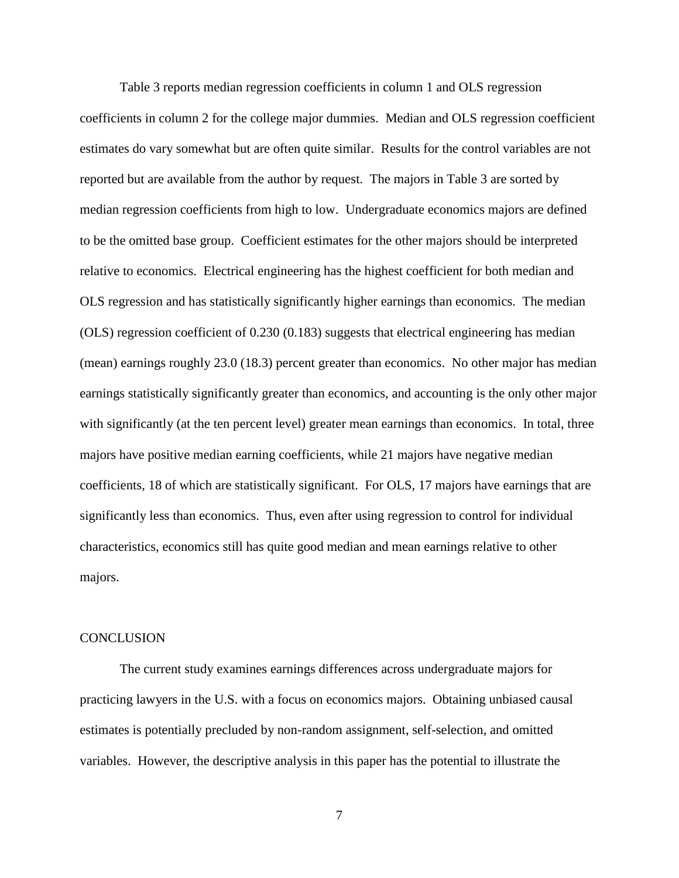Table 3 reports median regression coefficients in column 1 and OLS regression coefficients in column 2 for the college major dummies. Median and OLS regression coefficient estimates do vary somewhat but are often quite similar. Results for the control variables are not reported but are available from the author by request. The majors in Table 3 are sorted by median regression coefficients from high to low. Undergraduate economics majors are defined to be the omitted base group. Coefficient estimates for the other majors should be interpreted relative to economics. Electrical engineering has the highest coefficient for both median and OLS regression and has statistically significantly higher earnings than economics. The median (OLS) regression coefficient of 0.230 (0.183) suggests that electrical engineering has median (mean) earnings roughly 23.0 (18.3) percent greater than economics. No other major has median earnings statistically significantly greater than economics, and accounting is the only other major with significantly (at the ten percent level) greater mean earnings than economics. In total, three majors have positive median earning coefficients, while 21 majors have negative median coefficients, 18 of which are statistically significant. For OLS, 17 majors have earnings that are significantly less than economics. Thus, even after using regression to control for individual characteristics, economics still has quite good median and mean earnings relative to other majors.

## CONCLUSION

The current study examines earnings differences across undergraduate majors for practicing lawyers in the U.S. with a focus on economics majors. Obtaining unbiased causal estimates is potentially precluded by non-random assignment, self-selection, and omitted variables. However, the descriptive analysis in this paper has the potential to illustrate the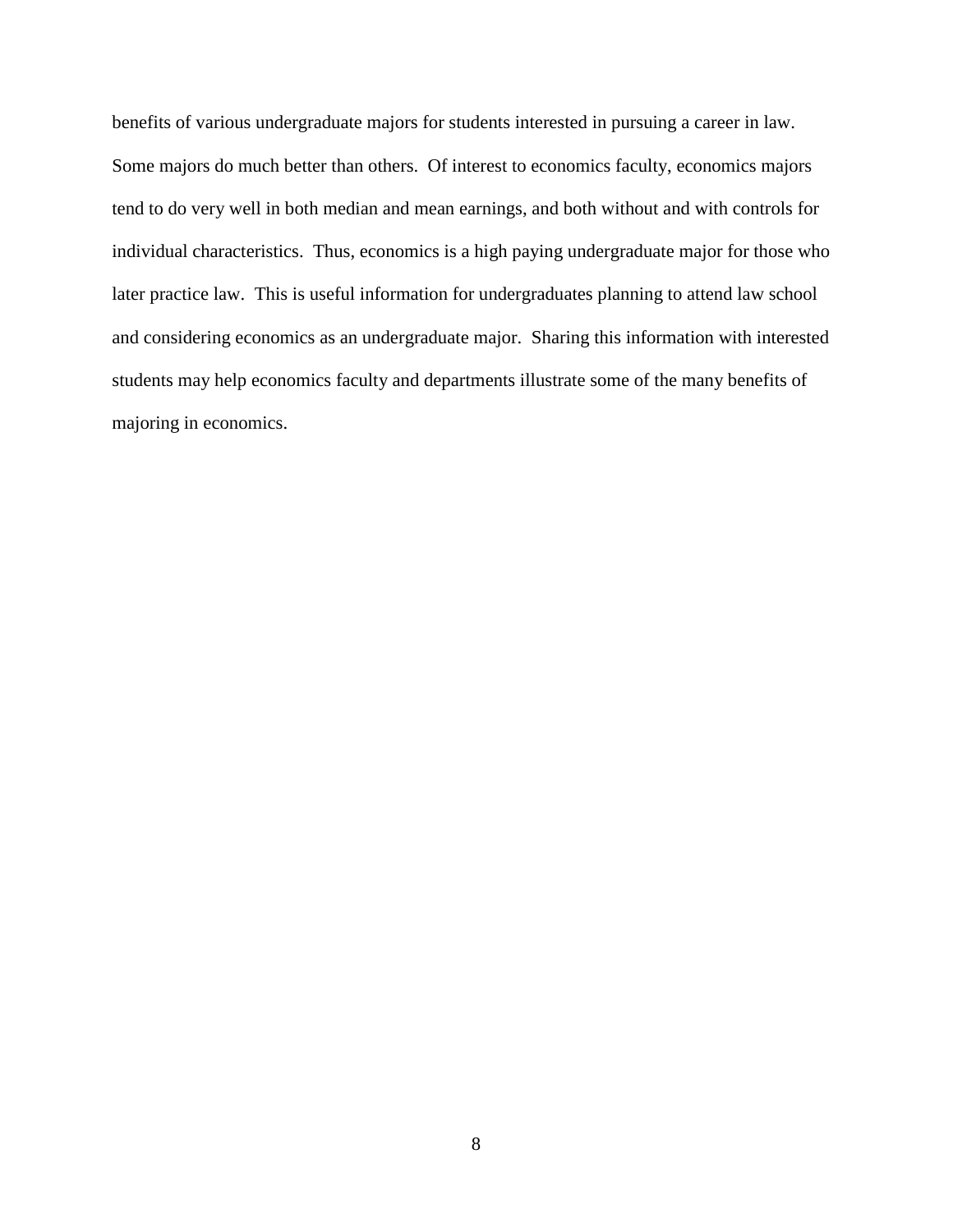benefits of various undergraduate majors for students interested in pursuing a career in law. Some majors do much better than others. Of interest to economics faculty, economics majors tend to do very well in both median and mean earnings, and both without and with controls for individual characteristics. Thus, economics is a high paying undergraduate major for those who later practice law. This is useful information for undergraduates planning to attend law school and considering economics as an undergraduate major. Sharing this information with interested students may help economics faculty and departments illustrate some of the many benefits of majoring in economics.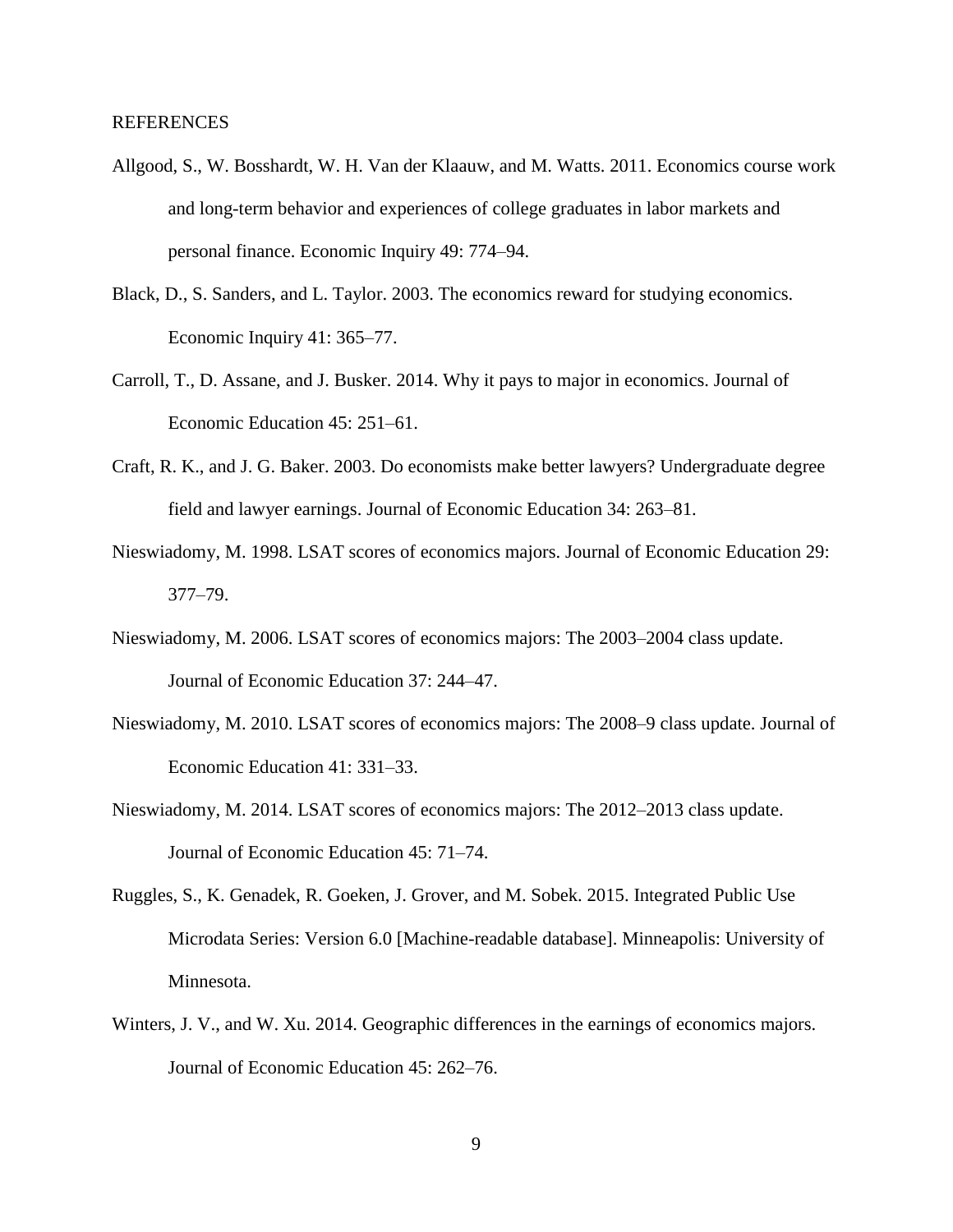## REFERENCES

Allgood, S., W. Bosshardt, W. H. Van der Klaauw, and M. Watts. 2011. Economics course work and long-term behavior and experiences of college graduates in labor markets and personal finance. Economic Inquiry 49: 774–94.

Black, D., S. Sanders, and L. Taylor. 2003. The economics reward for studying economics. Economic Inquiry 41: 365–77.

Carroll, T., D. Assane, and J. Busker. 2014. Why it pays to major in economics. Journal of Economic Education 45: 251–61.

Craft, R. K., and J. G. Baker. 2003. Do economists make better lawyers? Undergraduate degree field and lawyer earnings. Journal of Economic Education 34: 263–81.

Nieswiadomy, M. 1998. LSAT scores of economics majors. Journal of Economic Education 29: 377–79.

Nieswiadomy, M. 2006. LSAT scores of economics majors: The 2003–2004 class update. Journal of Economic Education 37: 244–47.

Nieswiadomy, M. 2010. LSAT scores of economics majors: The 2008–9 class update. Journal of Economic Education 41: 331–33.

Nieswiadomy, M. 2014. LSAT scores of economics majors: The 2012–2013 class update. Journal of Economic Education 45: 71–74.

Ruggles, S., K. Genadek, R. Goeken, J. Grover, and M. Sobek. 2015. Integrated Public Use Microdata Series: Version 6.0 [Machine-readable database]. Minneapolis: University of Minnesota.

Winters, J. V., and W. Xu. 2014. Geographic differences in the earnings of economics majors. Journal of Economic Education 45: 262–76.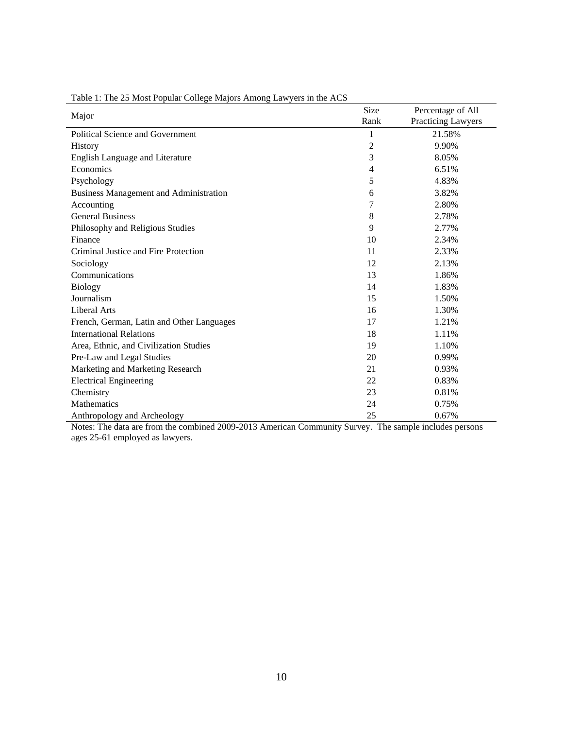Table 1: The 25 Most Popular College Majors Among Lawyers in the ACS

| Major | Size Rank | Percentage of All Practicing Lawyers |
|---|---|---|
| Political Science and Government | 1 | 21.58% |
| History | 2 | 9.90% |
| English Language and Literature | 3 | 8.05% |
| Economics | 4 | 6.51% |
| Psychology | 5 | 4.83% |
| Business Management and Administration | 6 | 3.82% |
| Accounting | 7 | 2.80% |
| General Business | 8 | 2.78% |
| Philosophy and Religious Studies | 9 | 2.77% |
| Finance | 10 | 2.34% |
| Criminal Justice and Fire Protection | 11 | 2.33% |
| Sociology | 12 | 2.13% |
| Communications | 13 | 1.86% |
| Biology | 14 | 1.83% |
| Journalism | 15 | 1.50% |
| Liberal Arts | 16 | 1.30% |
| French, German, Latin and Other Languages | 17 | 1.21% |
| International Relations | 18 | 1.11% |
| Area, Ethnic, and Civilization Studies | 19 | 1.10% |
| Pre-Law and Legal Studies | 20 | 0.99% |
| Marketing and Marketing Research | 21 | 0.93% |
| Electrical Engineering | 22 | 0.83% |
| Chemistry | 23 | 0.81% |
| Mathematics | 24 | 0.75% |
| Anthropology and Archeology | 25 | 0.67% |

Notes: The data are from the combined 2009-2013 American Community Survey. The sample includes persons ages 25-61 employed as lawyers.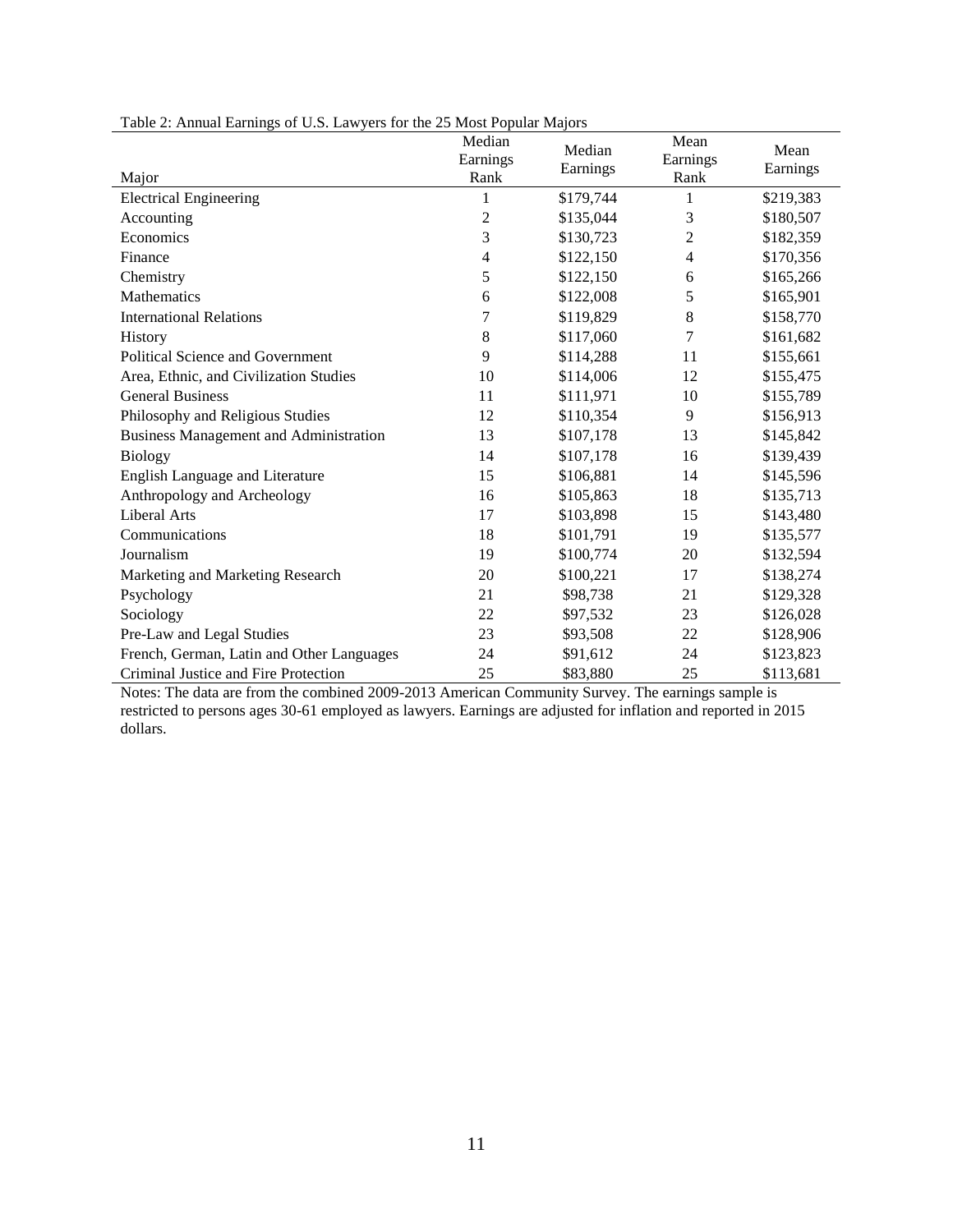Table 2: Annual Earnings of U.S. Lawyers for the 25 Most Popular Majors

| Major | Median Earnings Rank | Median Earnings | Mean Earnings Rank | Mean Earnings |
|---|---|---|---|---|
| Electrical Engineering | 1 | $179,744 | 1 | $219,383 |
| Accounting | 2 | $135,044 | 3 | $180,507 |
| Economics | 3 | $130,723 | 2 | $182,359 |
| Finance | 4 | $122,150 | 4 | $170,356 |
| Chemistry | 5 | $122,150 | 6 | $165,266 |
| Mathematics | 6 | $122,008 | 5 | $165,901 |
| International Relations | 7 | $119,829 | 8 | $158,770 |
| History | 8 | $117,060 | 7 | $161,682 |
| Political Science and Government | 9 | $114,288 | 11 | $155,661 |
| Area, Ethnic, and Civilization Studies | 10 | $114,006 | 12 | $155,475 |
| General Business | 11 | $111,971 | 10 | $155,789 |
| Philosophy and Religious Studies | 12 | $110,354 | 9 | $156,913 |
| Business Management and Administration | 13 | $107,178 | 13 | $145,842 |
| Biology | 14 | $107,178 | 16 | $139,439 |
| English Language and Literature | 15 | $106,881 | 14 | $145,596 |
| Anthropology and Archeology | 16 | $105,863 | 18 | $135,713 |
| Liberal Arts | 17 | $103,898 | 15 | $143,480 |
| Communications | 18 | $101,791 | 19 | $135,577 |
| Journalism | 19 | $100,774 | 20 | $132,594 |
| Marketing and Marketing Research | 20 | $100,221 | 17 | $138,274 |
| Psychology | 21 | $98,738 | 21 | $129,328 |
| Sociology | 22 | $97,532 | 23 | $126,028 |
| Pre-Law and Legal Studies | 23 | $93,508 | 22 | $128,906 |
| French, German, Latin and Other Languages | 24 | $91,612 | 24 | $123,823 |
| Criminal Justice and Fire Protection | 25 | $83,880 | 25 | $113,681 |

Notes: The data are from the combined 2009-2013 American Community Survey. The earnings sample is restricted to persons ages 30-61 employed as lawyers. Earnings are adjusted for inflation and reported in 2015 dollars.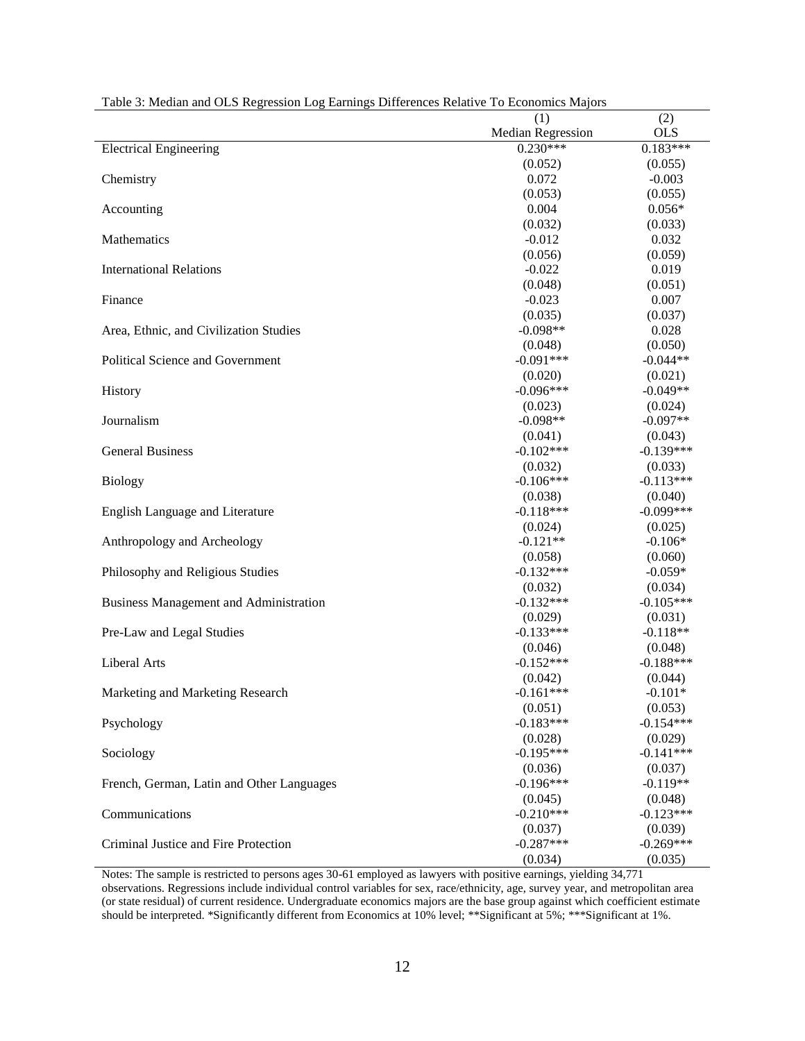Table 3: Median and OLS Regression Log Earnings Differences Relative To Economics Majors

| | (1) | (2) |
|---|---|---|
| | Median Regression | OLS |
| Electrical Engineering | 0.230*** | 0.183*** |
| | (0.052) | (0.055) |
| Chemistry | 0.072 | -0.003 |
| | (0.053) | (0.055) |
| Accounting | 0.004 | 0.056* |
| | (0.032) | (0.033) |
| Mathematics | -0.012 | 0.032 |
| | (0.056) | (0.059) |
| International Relations | -0.022 | 0.019 |
| | (0.048) | (0.051) |
| Finance | -0.023 | 0.007 |
| | (0.035) | (0.037) |
| Area, Ethnic, and Civilization Studies | -0.098** | 0.028 |
| | (0.048) | (0.050) |
| Political Science and Government | -0.091*** | -0.044** |
| | (0.020) | (0.021) |
| History | -0.096*** | -0.049** |
| | (0.023) | (0.024) |
| Journalism | -0.098** | -0.097** |
| | (0.041) | (0.043) |
| General Business | -0.102*** | -0.139*** |
| | (0.032) | (0.033) |
| Biology | -0.106*** | -0.113*** |
| | (0.038) | (0.040) |
| English Language and Literature | -0.118*** | -0.099*** |
| | (0.024) | (0.025) |
| Anthropology and Archeology | -0.121** | -0.106* |
| | (0.058) | (0.060) |
| Philosophy and Religious Studies | -0.132*** | -0.059* |
| | (0.032) | (0.034) |
| Business Management and Administration | -0.132*** | -0.105*** |
| | (0.029) | (0.031) |
| Pre-Law and Legal Studies | -0.133*** | -0.118** |
| | (0.046) | (0.048) |
| Liberal Arts | -0.152*** | -0.188*** |
| | (0.042) | (0.044) |
| Marketing and Marketing Research | -0.161*** | -0.101* |
| | (0.051) | (0.053) |
| Psychology | -0.183*** | -0.154*** |
| | (0.028) | (0.029) |
| Sociology | -0.195*** | -0.141*** |
| | (0.036) | (0.037) |
| French, German, Latin and Other Languages | -0.196*** | -0.119** |
| | (0.045) | (0.048) |
| Communications | -0.210*** | -0.123*** |
| | (0.037) | (0.039) |
| Criminal Justice and Fire Protection | -0.287*** | -0.269*** |
| | (0.034) | (0.035) |

Notes: The sample is restricted to persons ages 30-61 employed as lawyers with positive earnings, yielding 34,771 observations. Regressions include individual control variables for sex, race/ethnicity, age, survey year, and metropolitan area (or state residual) of current residence. Undergraduate economics majors are the base group against which coefficient estimate should be interpreted. *Significantly different from Economics at 10% level; **Significant at 5%; ***Significant at 1%.